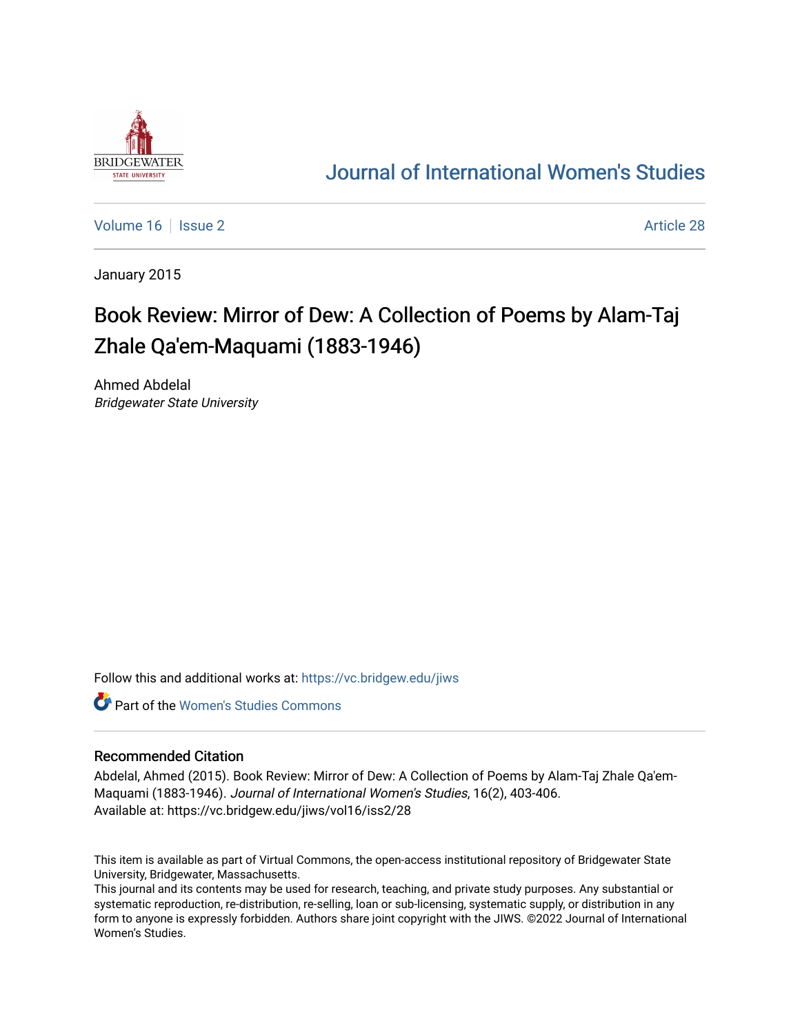Journal of International Women's Studies

Volume 16 | Issue 2 | Article 28

January 2015

# Book Review: Mirror of Dew: A Collection of Poems by Alam-Taj Zhale Qa'em-Maquami (1883-1946)

Ahmed Abdelal
*Bridgewater State University*

Follow this and additional works at: https://vc.bridgew.edu/jiws

Part of the Women's Studies Commons

## Recommended Citation

Abdelal, Ahmed (2015). Book Review: Mirror of Dew: A Collection of Poems by Alam-Taj Zhale Qa'em-Maquami (1883-1946). *Journal of International Women's Studies*, 16(2), 403-406.
Available at: https://vc.bridgew.edu/jiws/vol16/iss2/28

This item is available as part of Virtual Commons, the open-access institutional repository of Bridgewater State University, Bridgewater, Massachusetts.
This journal and its contents may be used for research, teaching, and private study purposes. Any substantial or systematic reproduction, re-distribution, re-selling, loan or sub-licensing, systematic supply, or distribution in any form to anyone is expressly forbidden. Authors share joint copyright with the JIWS. ©2022 Journal of International Women's Studies.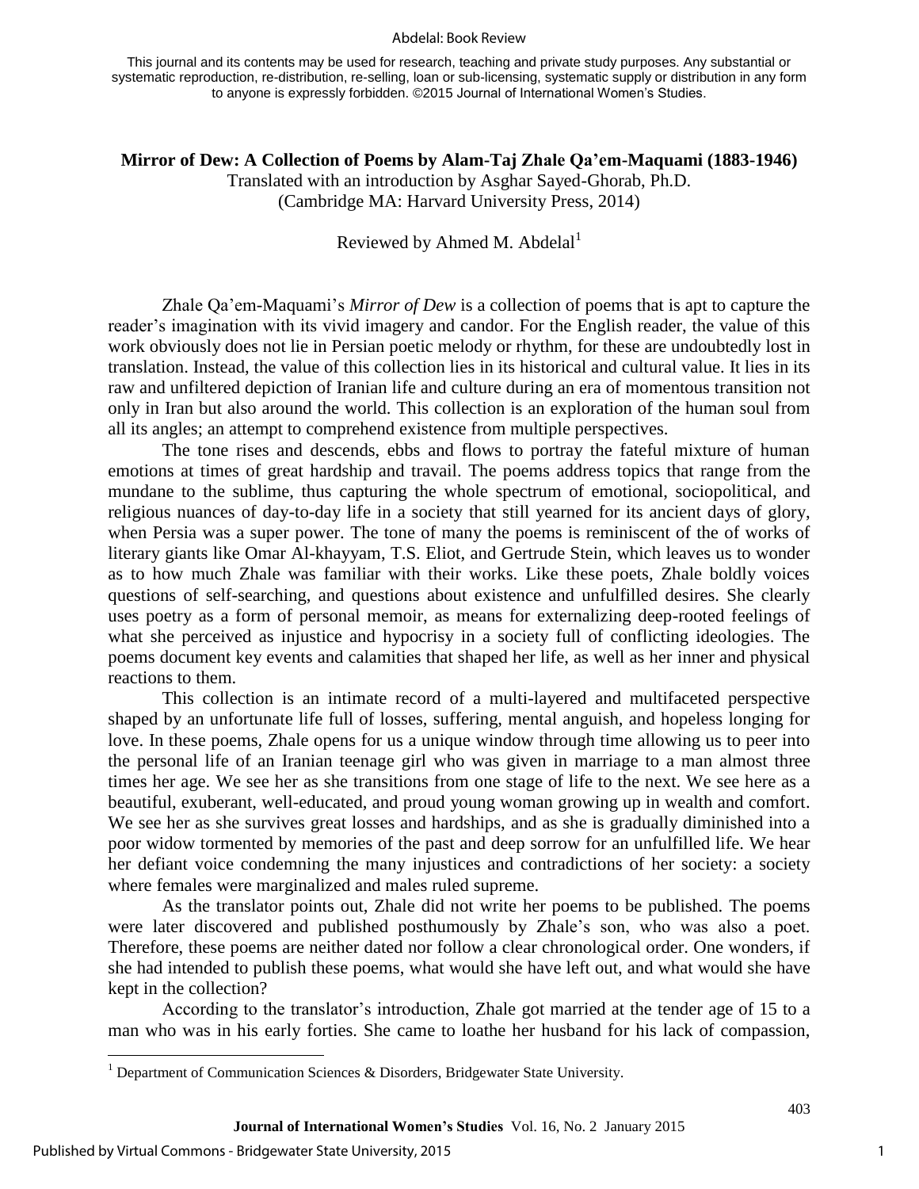This journal and its contents may be used for research, teaching and private study purposes. Any substantial or systematic reproduction, re-distribution, re-selling, loan or sub-licensing, systematic supply or distribution in any form to anyone is expressly forbidden. ©2015 Journal of International Women's Studies.

**Mirror of Dew: A Collection of Poems by Alam-Taj Zhale Qa'em-Maquami (1883-1946)**
Translated with an introduction by Asghar Sayed-Ghorab, Ph.D.
(Cambridge MA: Harvard University Press, 2014)

Reviewed by Ahmed M. Abdelal[1]

Zhale Qa'em-Maquami's *Mirror of Dew* is a collection of poems that is apt to capture the reader's imagination with its vivid imagery and candor. For the English reader, the value of this work obviously does not lie in Persian poetic melody or rhythm, for these are undoubtedly lost in translation. Instead, the value of this collection lies in its historical and cultural value. It lies in its raw and unfiltered depiction of Iranian life and culture during an era of momentous transition not only in Iran but also around the world. This collection is an exploration of the human soul from all its angles; an attempt to comprehend existence from multiple perspectives.

The tone rises and descends, ebbs and flows to portray the fateful mixture of human emotions at times of great hardship and travail. The poems address topics that range from the mundane to the sublime, thus capturing the whole spectrum of emotional, sociopolitical, and religious nuances of day-to-day life in a society that still yearned for its ancient days of glory, when Persia was a super power. The tone of many the poems is reminiscent of the of works of literary giants like Omar Al-khayyam, T.S. Eliot, and Gertrude Stein, which leaves us to wonder as to how much Zhale was familiar with their works. Like these poets, Zhale boldly voices questions of self-searching, and questions about existence and unfulfilled desires. She clearly uses poetry as a form of personal memoir, as means for externalizing deep-rooted feelings of what she perceived as injustice and hypocrisy in a society full of conflicting ideologies. The poems document key events and calamities that shaped her life, as well as her inner and physical reactions to them.

This collection is an intimate record of a multi-layered and multifaceted perspective shaped by an unfortunate life full of losses, suffering, mental anguish, and hopeless longing for love. In these poems, Zhale opens for us a unique window through time allowing us to peer into the personal life of an Iranian teenage girl who was given in marriage to a man almost three times her age. We see her as she transitions from one stage of life to the next. We see here as a beautiful, exuberant, well-educated, and proud young woman growing up in wealth and comfort. We see her as she survives great losses and hardships, and as she is gradually diminished into a poor widow tormented by memories of the past and deep sorrow for an unfulfilled life. We hear her defiant voice condemning the many injustices and contradictions of her society: a society where females were marginalized and males ruled supreme.

As the translator points out, Zhale did not write her poems to be published. The poems were later discovered and published posthumously by Zhale's son, who was also a poet. Therefore, these poems are neither dated nor follow a clear chronological order. One wonders, if she had intended to publish these poems, what would she have left out, and what would she have kept in the collection?

According to the translator's introduction, Zhale got married at the tender age of 15 to a man who was in his early forties. She came to loathe her husband for his lack of compassion,

[1] Department of Communication Sciences & Disorders, Bridgewater State University.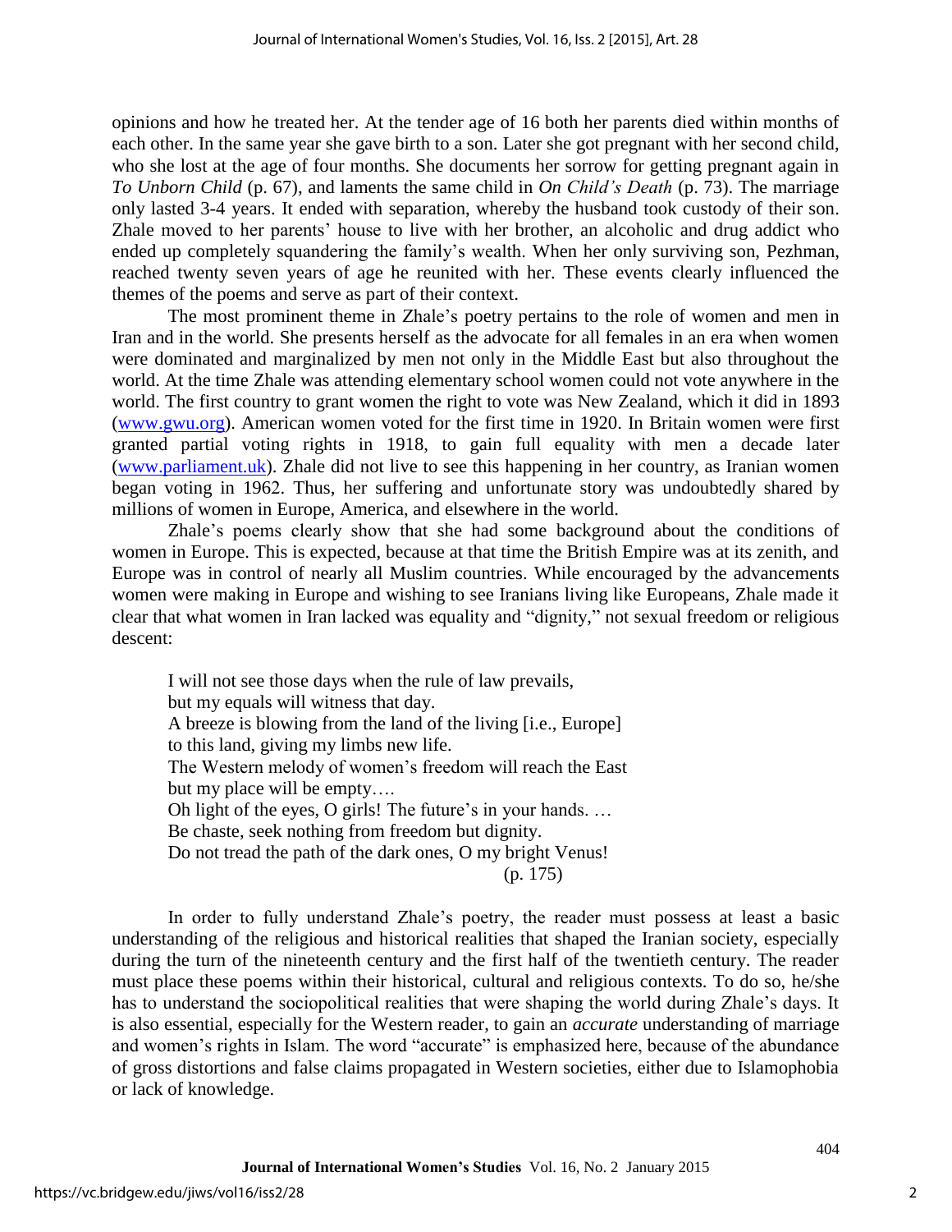opinions and how he treated her. At the tender age of 16 both her parents died within months of each other. In the same year she gave birth to a son. Later she got pregnant with her second child, who she lost at the age of four months. She documents her sorrow for getting pregnant again in *To Unborn Child* (p. 67), and laments the same child in *On Child's Death* (p. 73). The marriage only lasted 3-4 years. It ended with separation, whereby the husband took custody of their son. Zhale moved to her parents' house to live with her brother, an alcoholic and drug addict who ended up completely squandering the family's wealth. When her only surviving son, Pezhman, reached twenty seven years of age he reunited with her. These events clearly influenced the themes of the poems and serve as part of their context.

The most prominent theme in Zhale's poetry pertains to the role of women and men in Iran and in the world. She presents herself as the advocate for all females in an era when women were dominated and marginalized by men not only in the Middle East but also throughout the world. At the time Zhale was attending elementary school women could not vote anywhere in the world. The first country to grant women the right to vote was New Zealand, which it did in 1893 (www.gwu.org). American women voted for the first time in 1920. In Britain women were first granted partial voting rights in 1918, to gain full equality with men a decade later (www.parliament.uk). Zhale did not live to see this happening in her country, as Iranian women began voting in 1962. Thus, her suffering and unfortunate story was undoubtedly shared by millions of women in Europe, America, and elsewhere in the world.

Zhale's poems clearly show that she had some background about the conditions of women in Europe. This is expected, because at that time the British Empire was at its zenith, and Europe was in control of nearly all Muslim countries. While encouraged by the advancements women were making in Europe and wishing to see Iranians living like Europeans, Zhale made it clear that what women in Iran lacked was equality and "dignity," not sexual freedom or religious descent:

> I will not see those days when the rule of law prevails,
> but my equals will witness that day.
> A breeze is blowing from the land of the living [i.e., Europe]
> to this land, giving my limbs new life.
> The Western melody of women's freedom will reach the East
> but my place will be empty….
> Oh light of the eyes, O girls! The future's in your hands. …
> Be chaste, seek nothing from freedom but dignity.
> Do not tread the path of the dark ones, O my bright Venus!
> (p. 175)

In order to fully understand Zhale's poetry, the reader must possess at least a basic understanding of the religious and historical realities that shaped the Iranian society, especially during the turn of the nineteenth century and the first half of the twentieth century. The reader must place these poems within their historical, cultural and religious contexts. To do so, he/she has to understand the sociopolitical realities that were shaping the world during Zhale's days. It is also essential, especially for the Western reader, to gain an *accurate* understanding of marriage and women's rights in Islam. The word "accurate" is emphasized here, because of the abundance of gross distortions and false claims propagated in Western societies, either due to Islamophobia or lack of knowledge.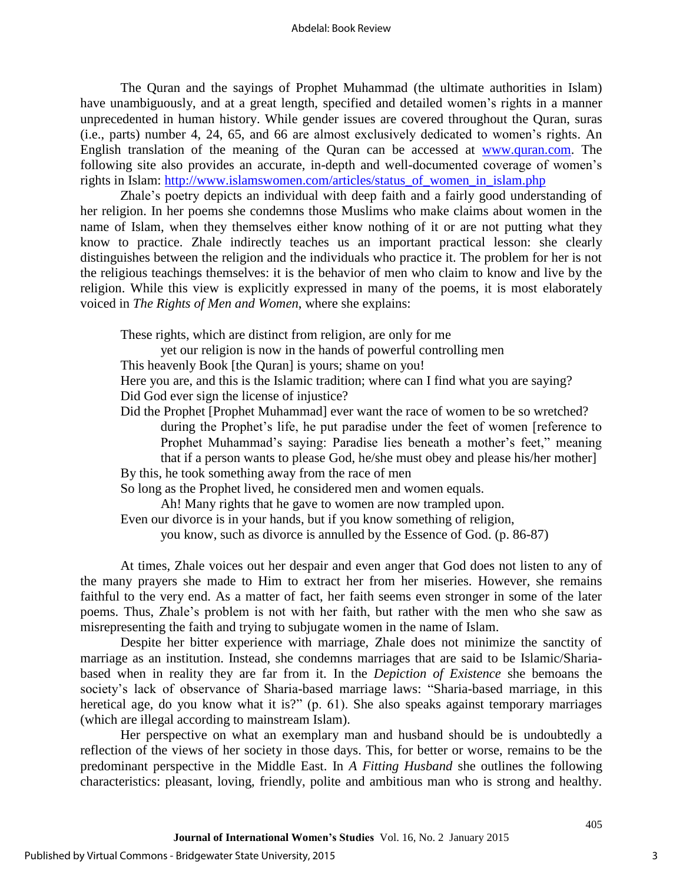The Quran and the sayings of Prophet Muhammad (the ultimate authorities in Islam) have unambiguously, and at a great length, specified and detailed women's rights in a manner unprecedented in human history. While gender issues are covered throughout the Quran, suras (i.e., parts) number 4, 24, 65, and 66 are almost exclusively dedicated to women's rights. An English translation of the meaning of the Quran can be accessed at [www.quran.com](http://www.quran.com). The following site also provides an accurate, in-depth and well-documented coverage of women's rights in Islam: [http://www.islamswomen.com/articles/status_of_women_in_islam.php](http://www.islamswomen.com/articles/status_of_women_in_islam.php)

Zhale's poetry depicts an individual with deep faith and a fairly good understanding of her religion. In her poems she condemns those Muslims who make claims about women in the name of Islam, when they themselves either know nothing of it or are not putting what they know to practice. Zhale indirectly teaches us an important practical lesson: she clearly distinguishes between the religion and the individuals who practice it. The problem for her is not the religious teachings themselves: it is the behavior of men who claim to know and live by the religion. While this view is explicitly expressed in many of the poems, it is most elaborately voiced in *The Rights of Men and Women*, where she explains:

> These rights, which are distinct from religion, are only for me
> yet our religion is now in the hands of powerful controlling men
> This heavenly Book [the Quran] is yours; shame on you!
> Here you are, and this is the Islamic tradition; where can I find what you are saying?
> Did God ever sign the license of injustice?
> Did the Prophet [Prophet Muhammad] ever want the race of women to be so wretched?
> during the Prophet's life, he put paradise under the feet of women [reference to Prophet Muhammad's saying: Paradise lies beneath a mother's feet," meaning that if a person wants to please God, he/she must obey and please his/her mother]
> By this, he took something away from the race of men
> So long as the Prophet lived, he considered men and women equals.
> Ah! Many rights that he gave to women are now trampled upon.
> Even our divorce is in your hands, but if you know something of religion,
> you know, such as divorce is annulled by the Essence of God. (p. 86-87)

At times, Zhale voices out her despair and even anger that God does not listen to any of the many prayers she made to Him to extract her from her miseries. However, she remains faithful to the very end. As a matter of fact, her faith seems even stronger in some of the later poems. Thus, Zhale's problem is not with her faith, but rather with the men who she saw as misrepresenting the faith and trying to subjugate women in the name of Islam.

Despite her bitter experience with marriage, Zhale does not minimize the sanctity of marriage as an institution. Instead, she condemns marriages that are said to be Islamic/Sharia-based when in reality they are far from it. In the *Depiction of Existence* she bemoans the society's lack of observance of Sharia-based marriage laws: "Sharia-based marriage, in this heretical age, do you know what it is?" (p. 61). She also speaks against temporary marriages (which are illegal according to mainstream Islam).

Her perspective on what an exemplary man and husband should be is undoubtedly a reflection of the views of her society in those days. This, for better or worse, remains to be the predominant perspective in the Middle East. In *A Fitting Husband* she outlines the following characteristics: pleasant, loving, friendly, polite and ambitious man who is strong and healthy.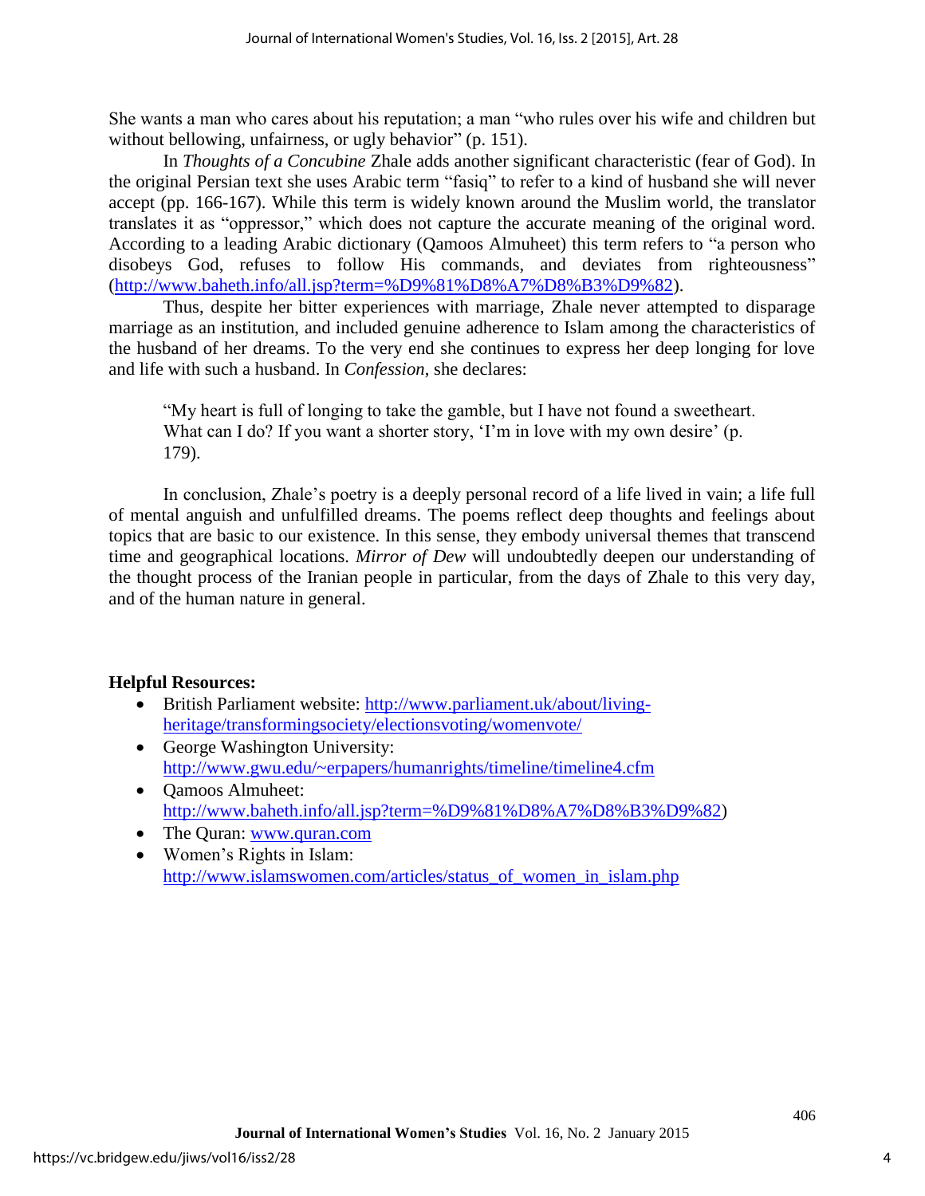She wants a man who cares about his reputation; a man "who rules over his wife and children but without bellowing, unfairness, or ugly behavior" (p. 151).

In *Thoughts of a Concubine* Zhale adds another significant characteristic (fear of God). In the original Persian text she uses Arabic term "fasiq" to refer to a kind of husband she will never accept (pp. 166-167). While this term is widely known around the Muslim world, the translator translates it as "oppressor," which does not capture the accurate meaning of the original word. According to a leading Arabic dictionary (Qamoos Almuheet) this term refers to "a person who disobeys God, refuses to follow His commands, and deviates from righteousness" (http://www.baheth.info/all.jsp?term=%D9%81%D8%A7%D8%B3%D9%82).

Thus, despite her bitter experiences with marriage, Zhale never attempted to disparage marriage as an institution, and included genuine adherence to Islam among the characteristics of the husband of her dreams. To the very end she continues to express her deep longing for love and life with such a husband. In *Confession*, she declares:

> "My heart is full of longing to take the gamble, but I have not found a sweetheart. What can I do? If you want a shorter story, 'I'm in love with my own desire' (p. 179).

In conclusion, Zhale's poetry is a deeply personal record of a life lived in vain; a life full of mental anguish and unfulfilled dreams. The poems reflect deep thoughts and feelings about topics that are basic to our existence. In this sense, they embody universal themes that transcend time and geographical locations. *Mirror of Dew* will undoubtedly deepen our understanding of the thought process of the Iranian people in particular, from the days of Zhale to this very day, and of the human nature in general.

**Helpful Resources:**

- British Parliament website: http://www.parliament.uk/about/living-heritage/transformingsociety/electionsvoting/womenvote/
- George Washington University: http://www.gwu.edu/~erpapers/humanrights/timeline/timeline4.cfm
- Qamoos Almuheet: http://www.baheth.info/all.jsp?term=%D9%81%D8%A7%D8%B3%D9%82)
- The Quran: www.quran.com
- Women's Rights in Islam: http://www.islamswomen.com/articles/status_of_women_in_islam.php